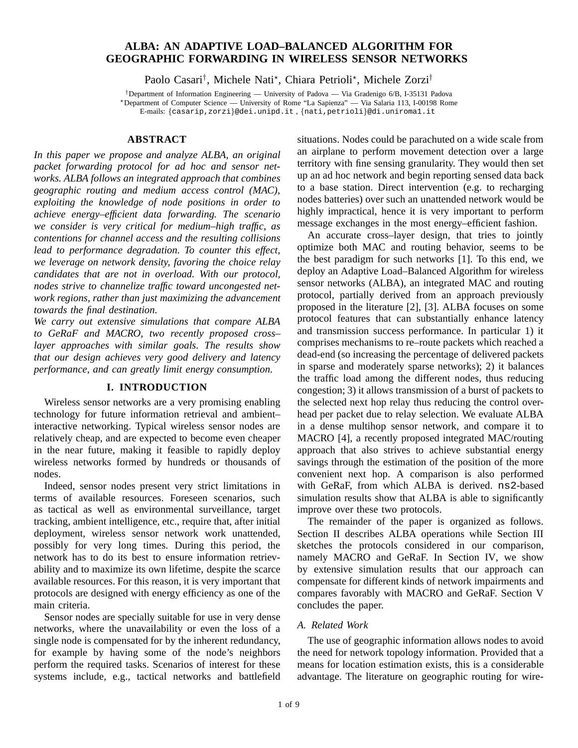# ALBA: AN ADAPTIVE LOAD–BALANCED ALGORITHM FOR GEOGRAPHIC FORWARDING IN WIRELESS SENSOR NETWORKS

Paolo Casari[†], Michele Nati[⋆], Chiara Petrioli[⋆], Michele Zorzi[†]

[†]Department of Information Engineering — University of Padova — Via Gradenigo 6/B, I-35131 Padova
[⋆]Department of Computer Science — University of Rome "La Sapienza" — Via Salaria 113, I-00198 Rome
E-mails: {casarip,zorzi}@dei.unipd.it , {nati,petrioli}@di.uniroma1.it

## ABSTRACT

*In this paper we propose and analyze ALBA, an original packet forwarding protocol for ad hoc and sensor networks. ALBA follows an integrated approach that combines geographic routing and medium access control (MAC), exploiting the knowledge of node positions in order to achieve energy–efficient data forwarding. The scenario we consider is very critical for medium–high traffic, as contentions for channel access and the resulting collisions lead to performance degradation. To counter this effect, we leverage on network density, favoring the choice relay candidates that are not in overload. With our protocol, nodes strive to channelize traffic toward uncongested network regions, rather than just maximizing the advancement towards the final destination.*

*We carry out extensive simulations that compare ALBA to GeRaF and MACRO, two recently proposed cross–layer approaches with similar goals. The results show that our design achieves very good delivery and latency performance, and can greatly limit energy consumption.*

## I. INTRODUCTION

Wireless sensor networks are a very promising enabling technology for future information retrieval and ambient–interactive networking. Typical wireless sensor nodes are relatively cheap, and are expected to become even cheaper in the near future, making it feasible to rapidly deploy wireless networks formed by hundreds or thousands of nodes.

Indeed, sensor nodes present very strict limitations in terms of available resources. Foreseen scenarios, such as tactical as well as environmental surveillance, target tracking, ambient intelligence, etc., require that, after initial deployment, wireless sensor network work unattended, possibly for very long times. During this period, the network has to do its best to ensure information retrievability and to maximize its own lifetime, despite the scarce available resources. For this reason, it is very important that protocols are designed with energy efficiency as one of the main criteria.

Sensor nodes are specially suitable for use in very dense networks, where the unavailability or even the loss of a single node is compensated for by the inherent redundancy, for example by having some of the node's neighbors perform the required tasks. Scenarios of interest for these systems include, e.g., tactical networks and battlefield situations. Nodes could be parachuted on a wide scale from an airplane to perform movement detection over a large territory with fine sensing granularity. They would then set up an ad hoc network and begin reporting sensed data back to a base station. Direct intervention (e.g. to recharging nodes batteries) over such an unattended network would be highly impractical, hence it is very important to perform message exchanges in the most energy–efficient fashion.

An accurate cross–layer design, that tries to jointly optimize both MAC and routing behavior, seems to be the best paradigm for such networks [1]. To this end, we deploy an Adaptive Load–Balanced Algorithm for wireless sensor networks (ALBA), an integrated MAC and routing protocol, partially derived from an approach previously proposed in the literature [2], [3]. ALBA focuses on some protocol features that can substantially enhance latency and transmission success performance. In particular 1) it comprises mechanisms to re–route packets which reached a dead-end (so increasing the percentage of delivered packets in sparse and moderately sparse networks); 2) it balances the traffic load among the different nodes, thus reducing congestion; 3) it allows transmission of a burst of packets to the selected next hop relay thus reducing the control overhead per packet due to relay selection. We evaluate ALBA in a dense multihop sensor network, and compare it to MACRO [4], a recently proposed integrated MAC/routing approach that also strives to achieve substantial energy savings through the estimation of the position of the more convenient next hop. A comparison is also performed with GeRaF, from which ALBA is derived. ns2-based simulation results show that ALBA is able to significantly improve over these two protocols.

The remainder of the paper is organized as follows. Section II describes ALBA operations while Section III sketches the protocols considered in our comparison, namely MACRO and GeRaF. In Section IV, we show by extensive simulation results that our approach can compensate for different kinds of network impairments and compares favorably with MACRO and GeRaF. Section V concludes the paper.

### A. Related Work

The use of geographic information allows nodes to avoid the need for network topology information. Provided that a means for location estimation exists, this is a considerable advantage. The literature on geographic routing for wire-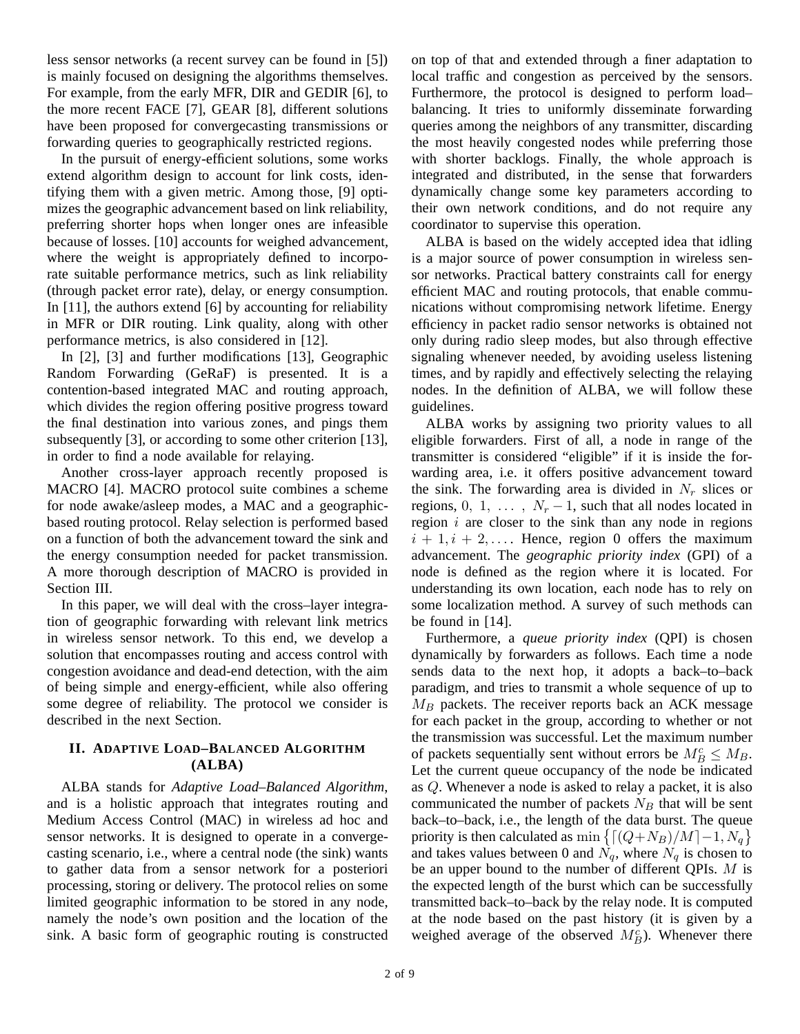less sensor networks (a recent survey can be found in [5]) is mainly focused on designing the algorithms themselves. For example, from the early MFR, DIR and GEDIR [6], to the more recent FACE [7], GEAR [8], different solutions have been proposed for convergecasting transmissions or forwarding queries to geographically restricted regions.

In the pursuit of energy-efficient solutions, some works extend algorithm design to account for link costs, identifying them with a given metric. Among those, [9] optimizes the geographic advancement based on link reliability, preferring shorter hops when longer ones are infeasible because of losses. [10] accounts for weighed advancement, where the weight is appropriately defined to incorporate suitable performance metrics, such as link reliability (through packet error rate), delay, or energy consumption. In [11], the authors extend [6] by accounting for reliability in MFR or DIR routing. Link quality, along with other performance metrics, is also considered in [12].

In [2], [3] and further modifications [13], Geographic Random Forwarding (GeRaF) is presented. It is a contention-based integrated MAC and routing approach, which divides the region offering positive progress toward the final destination into various zones, and pings them subsequently [3], or according to some other criterion [13], in order to find a node available for relaying.

Another cross-layer approach recently proposed is MACRO [4]. MACRO protocol suite combines a scheme for node awake/asleep modes, a MAC and a geographic-based routing protocol. Relay selection is performed based on a function of both the advancement toward the sink and the energy consumption needed for packet transmission. A more thorough description of MACRO is provided in Section III.

In this paper, we will deal with the cross–layer integration of geographic forwarding with relevant link metrics in wireless sensor network. To this end, we develop a solution that encompasses routing and access control with congestion avoidance and dead-end detection, with the aim of being simple and energy-efficient, while also offering some degree of reliability. The protocol we consider is described in the next Section.

## II. Adaptive Load–Balanced Algorithm (ALBA)

ALBA stands for *Adaptive Load–Balanced Algorithm*, and is a holistic approach that integrates routing and Medium Access Control (MAC) in wireless ad hoc and sensor networks. It is designed to operate in a convergecasting scenario, i.e., where a central node (the sink) wants to gather data from a sensor network for a posteriori processing, storing or delivery. The protocol relies on some limited geographic information to be stored in any node, namely the node's own position and the location of the sink. A basic form of geographic routing is constructed on top of that and extended through a finer adaptation to local traffic and congestion as perceived by the sensors. Furthermore, the protocol is designed to perform load–balancing. It tries to uniformly disseminate forwarding queries among the neighbors of any transmitter, discarding the most heavily congested nodes while preferring those with shorter backlogs. Finally, the whole approach is integrated and distributed, in the sense that forwarders dynamically change some key parameters according to their own network conditions, and do not require any coordinator to supervise this operation.

ALBA is based on the widely accepted idea that idling is a major source of power consumption in wireless sensor networks. Practical battery constraints call for energy efficient MAC and routing protocols, that enable communications without compromising network lifetime. Energy efficiency in packet radio sensor networks is obtained not only during radio sleep modes, but also through effective signaling whenever needed, by avoiding useless listening times, and by rapidly and effectively selecting the relaying nodes. In the definition of ALBA, we will follow these guidelines.

ALBA works by assigning two priority values to all eligible forwarders. First of all, a node in range of the transmitter is considered "eligible" if it is inside the forwarding area, i.e. it offers positive advancement toward the sink. The forwarding area is divided in $N_r$ slices or regions, $0,\ 1,\ \ldots\ ,\ N_r-1$, such that all nodes located in region $i$ are closer to the sink than any node in regions $i+1, i+2, \ldots$. Hence, region 0 offers the maximum advancement. The *geographic priority index* (GPI) of a node is defined as the region where it is located. For understanding its own location, each node has to rely on some localization method. A survey of such methods can be found in [14].

Furthermore, a *queue priority index* (QPI) is chosen dynamically by forwarders as follows. Each time a node sends data to the next hop, it adopts a back–to–back paradigm, and tries to transmit a whole sequence of up to $M_B$ packets. The receiver reports back an ACK message for each packet in the group, according to whether or not the transmission was successful. Let the maximum number of packets sequentially sent without errors be $M_B^c \le M_B$. Let the current queue occupancy of the node be indicated as $Q$. Whenever a node is asked to relay a packet, it is also communicated the number of packets $N_B$ that will be sent back–to–back, i.e., the length of the data burst. The queue priority is then calculated as $\min\left\{\lceil (Q+N_B)/M \rceil - 1, N_q\right\}$ and takes values between 0 and $N_q$, where $N_q$ is chosen to be an upper bound to the number of different QPIs. $M$ is the expected length of the burst which can be successfully transmitted back–to–back by the relay node. It is computed at the node based on the past history (it is given by a weighed average of the observed $M_B^c$). Whenever there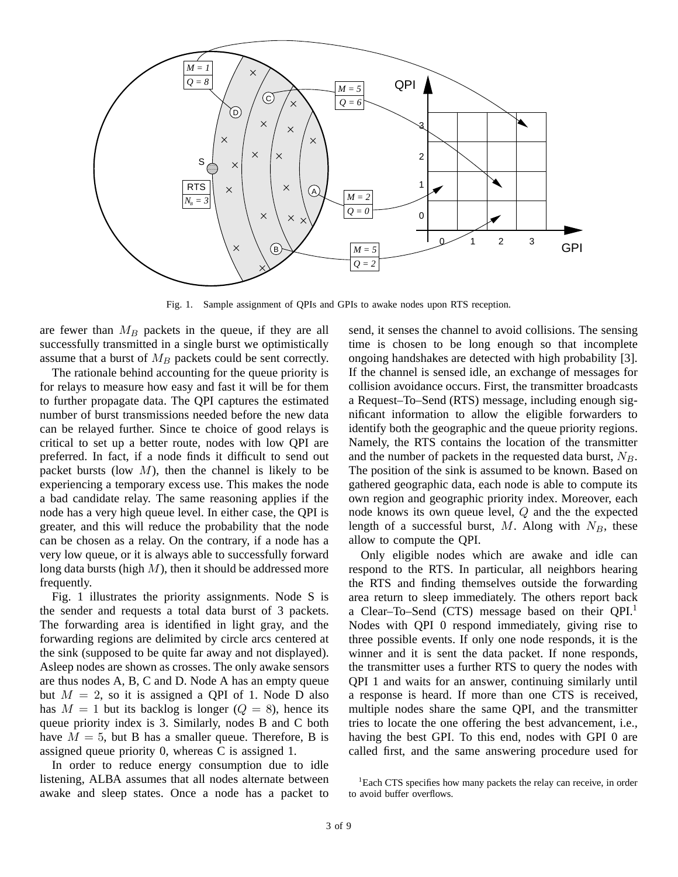Fig. 1. Sample assignment of QPIs and GPIs to awake nodes upon RTS reception.

are fewer than $M_B$ packets in the queue, if they are all successfully transmitted in a single burst we optimistically assume that a burst of $M_B$ packets could be sent correctly.

The rationale behind accounting for the queue priority is for relays to measure how easy and fast it will be for them to further propagate data. The QPI captures the estimated number of burst transmissions needed before the new data can be relayed further. Since te choice of good relays is critical to set up a better route, nodes with low QPI are preferred. In fact, if a node finds it difficult to send out packet bursts (low $M$), then the channel is likely to be experiencing a temporary excess use. This makes the node a bad candidate relay. The same reasoning applies if the node has a very high queue level. In either case, the QPI is greater, and this will reduce the probability that the node can be chosen as a relay. On the contrary, if a node has a very low queue, or it is always able to successfully forward long data bursts (high $M$), then it should be addressed more frequently.

Fig. 1 illustrates the priority assignments. Node S is the sender and requests a total data burst of 3 packets. The forwarding area is identified in light gray, and the forwarding regions are delimited by circle arcs centered at the sink (supposed to be quite far away and not displayed). Asleep nodes are shown as crosses. The only awake sensors are thus nodes A, B, C and D. Node A has an empty queue but $M = 2$, so it is assigned a QPI of 1. Node D also has $M = 1$ but its backlog is longer ($Q = 8$), hence its queue priority index is 3. Similarly, nodes B and C both have $M = 5$, but B has a smaller queue. Therefore, B is assigned queue priority 0, whereas C is assigned 1.

In order to reduce energy consumption due to idle listening, ALBA assumes that all nodes alternate between awake and sleep states. Once a node has a packet to send, it senses the channel to avoid collisions. The sensing time is chosen to be long enough so that incomplete ongoing handshakes are detected with high probability [3]. If the channel is sensed idle, an exchange of messages for collision avoidance occurs. First, the transmitter broadcasts a Request–To–Send (RTS) message, including enough significant information to allow the eligible forwarders to identify both the geographic and the queue priority regions. Namely, the RTS contains the location of the transmitter and the number of packets in the requested data burst, $N_B$. The position of the sink is assumed to be known. Based on gathered geographic data, each node is able to compute its own region and geographic priority index. Moreover, each node knows its own queue level, $Q$ and the the expected length of a successful burst, $M$. Along with $N_B$, these allow to compute the QPI.

Only eligible nodes which are awake and idle can respond to the RTS. In particular, all neighbors hearing the RTS and finding themselves outside the forwarding area return to sleep immediately. The others report back a Clear–To–Send (CTS) message based on their QPI.[1] Nodes with QPI 0 respond immediately, giving rise to three possible events. If only one node responds, it is the winner and it is sent the data packet. If none responds, the transmitter uses a further RTS to query the nodes with QPI 1 and waits for an answer, continuing similarly until a response is heard. If more than one CTS is received, multiple nodes share the same QPI, and the transmitter tries to locate the one offering the best advancement, i.e., having the best GPI. To this end, nodes with GPI 0 are called first, and the same answering procedure used for

[1] Each CTS specifies how many packets the relay can receive, in order to avoid buffer overflows.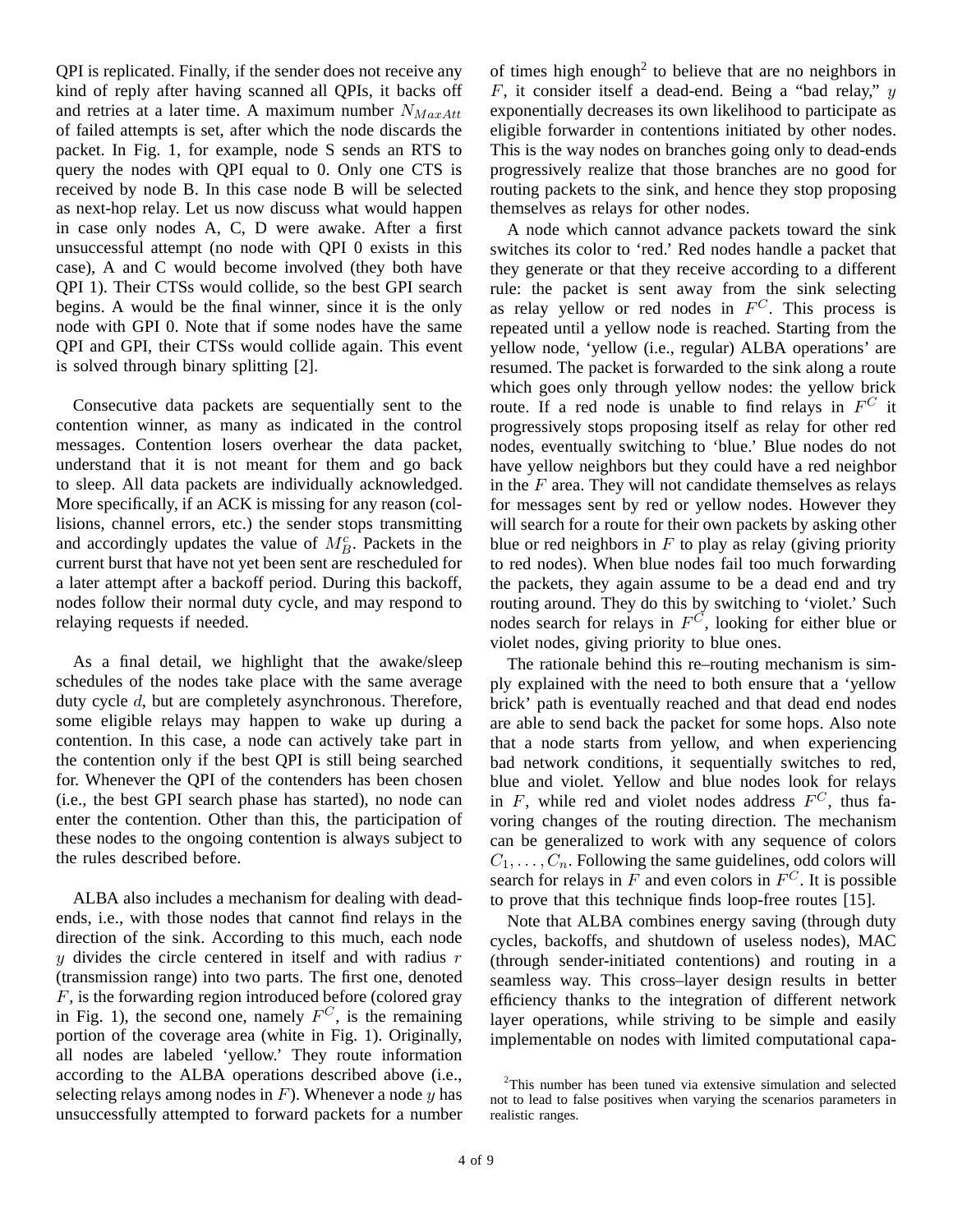QPI is replicated. Finally, if the sender does not receive any kind of reply after having scanned all QPIs, it backs off and retries at a later time. A maximum number $N_{MaxAtt}$ of failed attempts is set, after which the node discards the packet. In Fig. 1, for example, node S sends an RTS to query the nodes with QPI equal to 0. Only one CTS is received by node B. In this case node B will be selected as next-hop relay. Let us now discuss what would happen in case only nodes A, C, D were awake. After a first unsuccessful attempt (no node with QPI 0 exists in this case), A and C would become involved (they both have QPI 1). Their CTSs would collide, so the best GPI search begins. A would be the final winner, since it is the only node with GPI 0. Note that if some nodes have the same QPI and GPI, their CTSs would collide again. This event is solved through binary splitting [2].

Consecutive data packets are sequentially sent to the contention winner, as many as indicated in the control messages. Contention losers overhear the data packet, understand that it is not meant for them and go back to sleep. All data packets are individually acknowledged. More specifically, if an ACK is missing for any reason (collisions, channel errors, etc.) the sender stops transmitting and accordingly updates the value of $M_B^c$. Packets in the current burst that have not yet been sent are rescheduled for a later attempt after a backoff period. During this backoff, nodes follow their normal duty cycle, and may respond to relaying requests if needed.

As a final detail, we highlight that the awake/sleep schedules of the nodes take place with the same average duty cycle $d$, but are completely asynchronous. Therefore, some eligible relays may happen to wake up during a contention. In this case, a node can actively take part in the contention only if the best QPI is still being searched for. Whenever the QPI of the contenders has been chosen (i.e., the best GPI search phase has started), no node can enter the contention. Other than this, the participation of these nodes to the ongoing contention is always subject to the rules described before.

ALBA also includes a mechanism for dealing with dead-ends, i.e., with those nodes that cannot find relays in the direction of the sink. According to this much, each node $y$ divides the circle centered in itself and with radius $r$ (transmission range) into two parts. The first one, denoted $F$, is the forwarding region introduced before (colored gray in Fig. 1), the second one, namely $F^C$, is the remaining portion of the coverage area (white in Fig. 1). Originally, all nodes are labeled 'yellow.' They route information according to the ALBA operations described above (i.e., selecting relays among nodes in $F$). Whenever a node $y$ has unsuccessfully attempted to forward packets for a number of times high enough[2] to believe that are no neighbors in $F$, it consider itself a dead-end. Being a "bad relay," $y$ exponentially decreases its own likelihood to participate as eligible forwarder in contentions initiated by other nodes. This is the way nodes on branches going only to dead-ends progressively realize that those branches are no good for routing packets to the sink, and hence they stop proposing themselves as relays for other nodes.

A node which cannot advance packets toward the sink switches its color to 'red.' Red nodes handle a packet that they generate or that they receive according to a different rule: the packet is sent away from the sink selecting as relay yellow or red nodes in $F^C$. This process is repeated until a yellow node is reached. Starting from the yellow node, 'yellow (i.e., regular) ALBA operations' are resumed. The packet is forwarded to the sink along a route which goes only through yellow nodes: the yellow brick route. If a red node is unable to find relays in $F^C$ it progressively stops proposing itself as relay for other red nodes, eventually switching to 'blue.' Blue nodes do not have yellow neighbors but they could have a red neighbor in the $F$ area. They will not candidate themselves as relays for messages sent by red or yellow nodes. However they will search for a route for their own packets by asking other blue or red neighbors in $F$ to play as relay (giving priority to red nodes). When blue nodes fail too much forwarding the packets, they again assume to be a dead end and try routing around. They do this by switching to 'violet.' Such nodes search for relays in $F^C$, looking for either blue or violet nodes, giving priority to blue ones.

The rationale behind this re–routing mechanism is simply explained with the need to both ensure that a 'yellow brick' path is eventually reached and that dead end nodes are able to send back the packet for some hops. Also note that a node starts from yellow, and when experiencing bad network conditions, it sequentially switches to red, blue and violet. Yellow and blue nodes look for relays in $F$, while red and violet nodes address $F^C$, thus favoring changes of the routing direction. The mechanism can be generalized to work with any sequence of colors $C_1, \ldots, C_n$. Following the same guidelines, odd colors will search for relays in $F$ and even colors in $F^C$. It is possible to prove that this technique finds loop-free routes [15].

Note that ALBA combines energy saving (through duty cycles, backoffs, and shutdown of useless nodes), MAC (through sender-initiated contentions) and routing in a seamless way. This cross–layer design results in better efficiency thanks to the integration of different network layer operations, while striving to be simple and easily implementable on nodes with limited computational capa-

[2] This number has been tuned via extensive simulation and selected not to lead to false positives when varying the scenarios parameters in realistic ranges.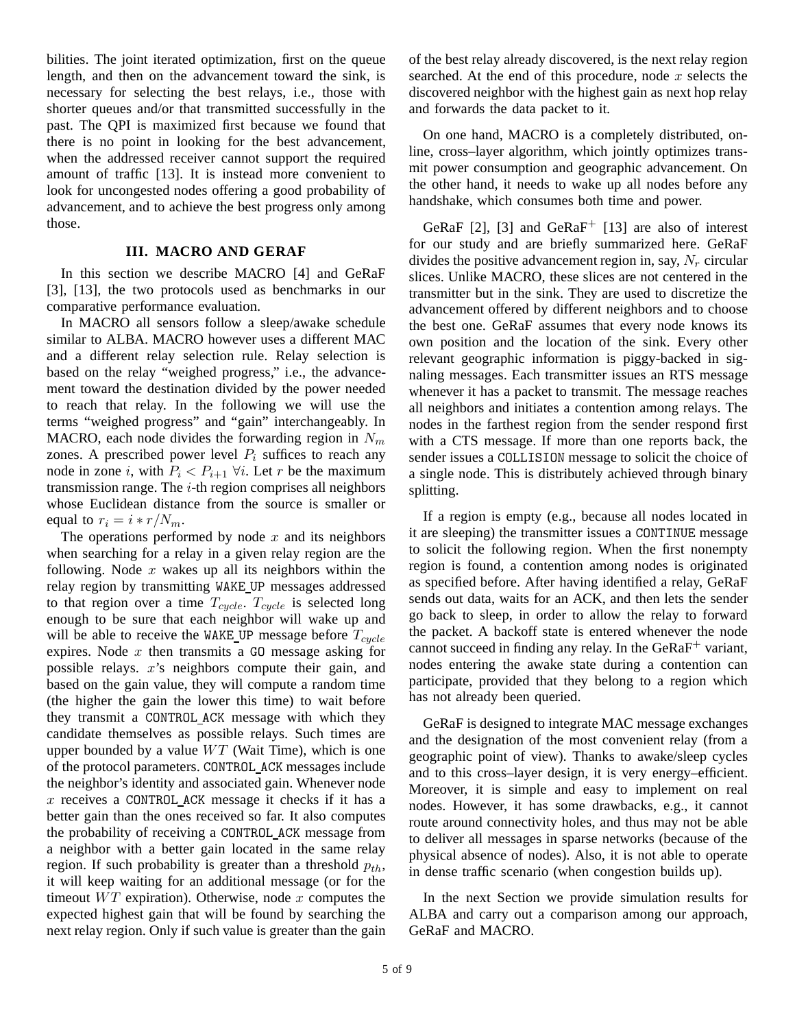bilities. The joint iterated optimization, first on the queue length, and then on the advancement toward the sink, is necessary for selecting the best relays, i.e., those with shorter queues and/or that transmitted successfully in the past. The QPI is maximized first because we found that there is no point in looking for the best advancement, when the addressed receiver cannot support the required amount of traffic [13]. It is instead more convenient to look for uncongested nodes offering a good probability of advancement, and to achieve the best progress only among those.

### III. MACRO AND GERAF

In this section we describe MACRO [4] and GeRaF [3], [13], the two protocols used as benchmarks in our comparative performance evaluation.

In MACRO all sensors follow a sleep/awake schedule similar to ALBA. MACRO however uses a different MAC and a different relay selection rule. Relay selection is based on the relay "weighed progress," i.e., the advancement toward the destination divided by the power needed to reach that relay. In the following we will use the terms "weighed progress" and "gain" interchangeably. In MACRO, each node divides the forwarding region in $N_m$ zones. A prescribed power level $P_i$ suffices to reach any node in zone $i$, with $P_i < P_{i+1}$ $\forall i$. Let $r$ be the maximum transmission range. The $i$-th region comprises all neighbors whose Euclidean distance from the source is smaller or equal to $r_i = i * r/N_m$.

The operations performed by node $x$ and its neighbors when searching for a relay in a given relay region are the following. Node $x$ wakes up all its neighbors within the relay region by transmitting WAKE_UP messages addressed to that region over a time $T_{cycle}$. $T_{cycle}$ is selected long enough to be sure that each neighbor will wake up and will be able to receive the WAKE_UP message before $T_{cycle}$ expires. Node $x$ then transmits a GO message asking for possible relays. $x$'s neighbors compute their gain, and based on the gain value, they will compute a random time (the higher the gain the lower this time) to wait before they transmit a CONTROL_ACK message with which they candidate themselves as possible relays. Such times are upper bounded by a value $WT$ (Wait Time), which is one of the protocol parameters. CONTROL_ACK messages include the neighbor's identity and associated gain. Whenever node $x$ receives a CONTROL_ACK message it checks if it has a better gain than the ones received so far. It also computes the probability of receiving a CONTROL_ACK message from a neighbor with a better gain located in the same relay region. If such probability is greater than a threshold $p_{th}$, it will keep waiting for an additional message (or for the timeout $WT$ expiration). Otherwise, node $x$ computes the expected highest gain that will be found by searching the next relay region. Only if such value is greater than the gain of the best relay already discovered, is the next relay region searched. At the end of this procedure, node $x$ selects the discovered neighbor with the highest gain as next hop relay and forwards the data packet to it.

On one hand, MACRO is a completely distributed, online, cross–layer algorithm, which jointly optimizes transmit power consumption and geographic advancement. On the other hand, it needs to wake up all nodes before any handshake, which consumes both time and power.

GeRaF [2], [3] and GeRaF$^+$ [13] are also of interest for our study and are briefly summarized here. GeRaF divides the positive advancement region in, say, $N_r$ circular slices. Unlike MACRO, these slices are not centered in the transmitter but in the sink. They are used to discretize the advancement offered by different neighbors and to choose the best one. GeRaF assumes that every node knows its own position and the location of the sink. Every other relevant geographic information is piggy-backed in signaling messages. Each transmitter issues an RTS message whenever it has a packet to transmit. The message reaches all neighbors and initiates a contention among relays. The nodes in the farthest region from the sender respond first with a CTS message. If more than one reports back, the sender issues a COLLISION message to solicit the choice of a single node. This is distributely achieved through binary splitting.

If a region is empty (e.g., because all nodes located in it are sleeping) the transmitter issues a CONTINUE message to solicit the following region. When the first nonempty region is found, a contention among nodes is originated as specified before. After having identified a relay, GeRaF sends out data, waits for an ACK, and then lets the sender go back to sleep, in order to allow the relay to forward the packet. A backoff state is entered whenever the node cannot succeed in finding any relay. In the GeRaF$^+$ variant, nodes entering the awake state during a contention can participate, provided that they belong to a region which has not already been queried.

GeRaF is designed to integrate MAC message exchanges and the designation of the most convenient relay (from a geographic point of view). Thanks to awake/sleep cycles and to this cross–layer design, it is very energy–efficient. Moreover, it is simple and easy to implement on real nodes. However, it has some drawbacks, e.g., it cannot route around connectivity holes, and thus may not be able to deliver all messages in sparse networks (because of the physical absence of nodes). Also, it is not able to operate in dense traffic scenario (when congestion builds up).

In the next Section we provide simulation results for ALBA and carry out a comparison among our approach, GeRaF and MACRO.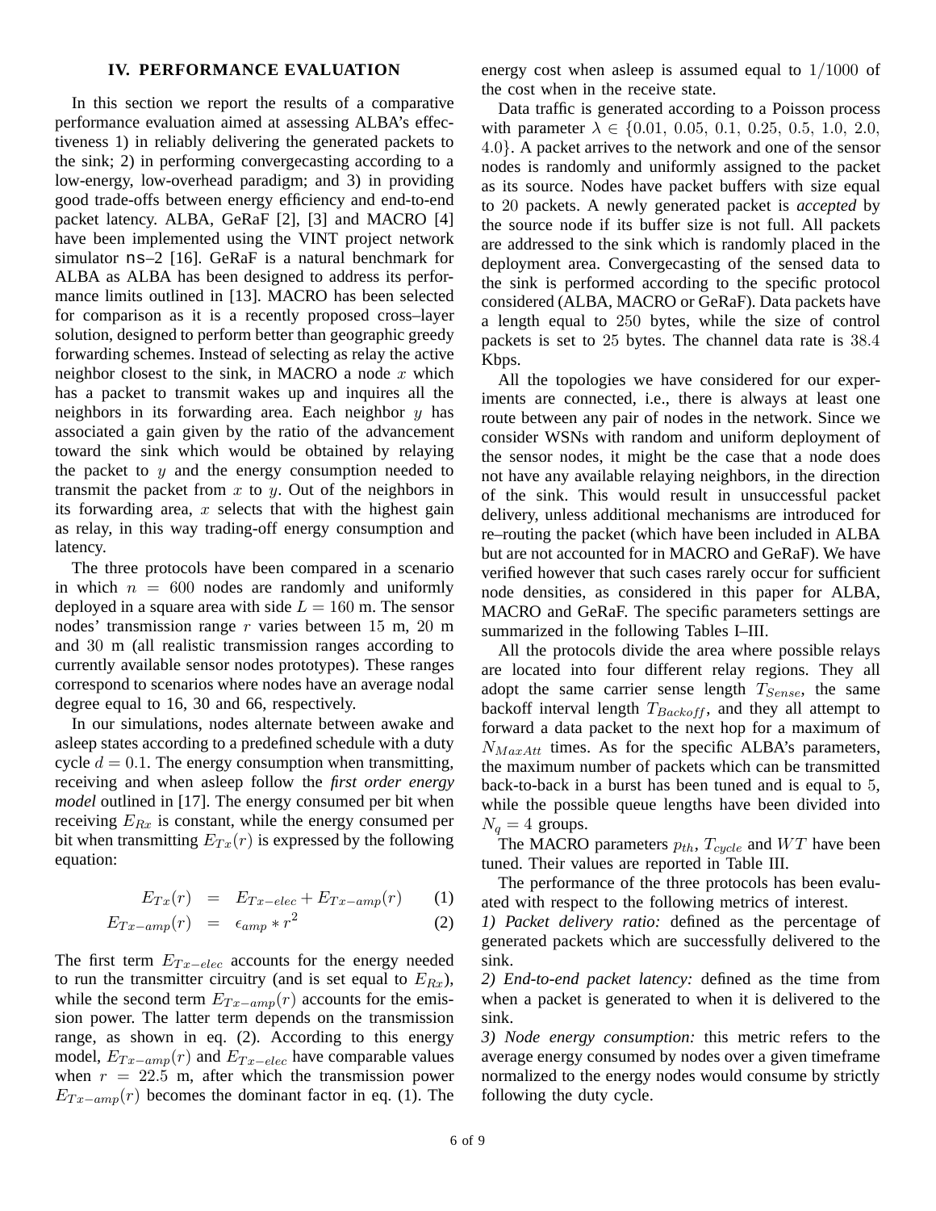## IV. PERFORMANCE EVALUATION

In this section we report the results of a comparative performance evaluation aimed at assessing ALBA's effectiveness 1) in reliably delivering the generated packets to the sink; 2) in performing convergecasting according to a low-energy, low-overhead paradigm; and 3) in providing good trade-offs between energy efficiency and end-to-end packet latency. ALBA, GeRaF [2], [3] and MACRO [4] have been implemented using the VINT project network simulator ns–2 [16]. GeRaF is a natural benchmark for ALBA as ALBA has been designed to address its performance limits outlined in [13]. MACRO has been selected for comparison as it is a recently proposed cross–layer solution, designed to perform better than geographic greedy forwarding schemes. Instead of selecting as relay the active neighbor closest to the sink, in MACRO a node $x$ which has a packet to transmit wakes up and inquires all the neighbors in its forwarding area. Each neighbor $y$ has associated a gain given by the ratio of the advancement toward the sink which would be obtained by relaying the packet to $y$ and the energy consumption needed to transmit the packet from $x$ to $y$. Out of the neighbors in its forwarding area, $x$ selects that with the highest gain as relay, in this way trading-off energy consumption and latency.

The three protocols have been compared in a scenario in which $n = 600$ nodes are randomly and uniformly deployed in a square area with side $L = 160$ m. The sensor nodes' transmission range $r$ varies between 15 m, 20 m and 30 m (all realistic transmission ranges according to currently available sensor nodes prototypes). These ranges correspond to scenarios where nodes have an average nodal degree equal to 16, 30 and 66, respectively.

In our simulations, nodes alternate between awake and asleep states according to a predefined schedule with a duty cycle $d = 0.1$. The energy consumption when transmitting, receiving and when asleep follow the *first order energy model* outlined in [17]. The energy consumed per bit when receiving $E_{Rx}$ is constant, while the energy consumed per bit when transmitting $E_{Tx}(r)$ is expressed by the following equation:

$$E_{Tx}(r) = E_{Tx-elec} + E_{Tx-amp}(r) \quad (1)$$

$$E_{Tx-amp}(r) = \epsilon_{amp} * r^2 \quad (2)$$

The first term $E_{Tx-elec}$ accounts for the energy needed to run the transmitter circuitry (and is set equal to $E_{Rx}$), while the second term $E_{Tx-amp}(r)$ accounts for the emission power. The latter term depends on the transmission range, as shown in eq. (2). According to this energy model, $E_{Tx-amp}(r)$ and $E_{Tx-elec}$ have comparable values when $r = 22.5$ m, after which the transmission power $E_{Tx-amp}(r)$ becomes the dominant factor in eq. (1). The energy cost when asleep is assumed equal to $1/1000$ of the cost when in the receive state.

Data traffic is generated according to a Poisson process with parameter $\lambda \in \{0.01, 0.05, 0.1, 0.25, 0.5, 1.0, 2.0, 4.0\}$. A packet arrives to the network and one of the sensor nodes is randomly and uniformly assigned to the packet as its source. Nodes have packet buffers with size equal to 20 packets. A newly generated packet is *accepted* by the source node if its buffer size is not full. All packets are addressed to the sink which is randomly placed in the deployment area. Convergecasting of the sensed data to the sink is performed according to the specific protocol considered (ALBA, MACRO or GeRaF). Data packets have a length equal to 250 bytes, while the size of control packets is set to 25 bytes. The channel data rate is 38.4 Kbps.

All the topologies we have considered for our experiments are connected, i.e., there is always at least one route between any pair of nodes in the network. Since we consider WSNs with random and uniform deployment of the sensor nodes, it might be the case that a node does not have any available relaying neighbors, in the direction of the sink. This would result in unsuccessful packet delivery, unless additional mechanisms are introduced for re–routing the packet (which have been included in ALBA but are not accounted for in MACRO and GeRaF). We have verified however that such cases rarely occur for sufficient node densities, as considered in this paper for ALBA, MACRO and GeRaF. The specific parameters settings are summarized in the following Tables I–III.

All the protocols divide the area where possible relays are located into four different relay regions. They all adopt the same carrier sense length $T_{Sense}$, the same backoff interval length $T_{Backoff}$, and they all attempt to forward a data packet to the next hop for a maximum of $N_{MaxAtt}$ times. As for the specific ALBA's parameters, the maximum number of packets which can be transmitted back-to-back in a burst has been tuned and is equal to 5, while the possible queue lengths have been divided into $N_q = 4$ groups.

The MACRO parameters $p_{th}$, $T_{cycle}$ and $WT$ have been tuned. Their values are reported in Table III.

The performance of the three protocols has been evaluated with respect to the following metrics of interest.

*1) Packet delivery ratio:* defined as the percentage of generated packets which are successfully delivered to the sink.

*2) End-to-end packet latency:* defined as the time from when a packet is generated to when it is delivered to the sink.

*3) Node energy consumption:* this metric refers to the average energy consumed by nodes over a given timeframe normalized to the energy nodes would consume by strictly following the duty cycle.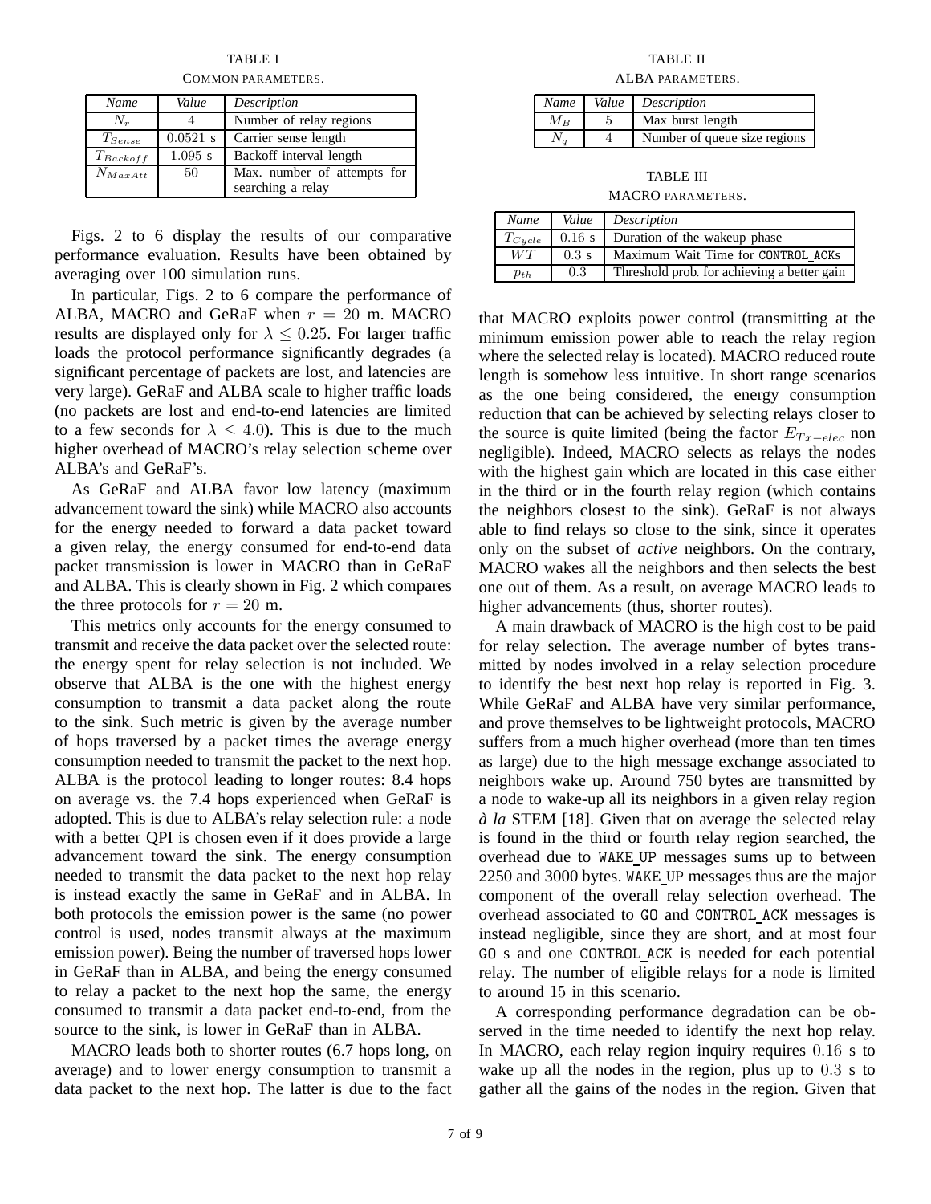TABLE I

COMMON PARAMETERS.

| *Name* | *Value* | *Description* |
|---|---|---|
| $N_r$ | 4 | Number of relay regions |
| $T_{Sense}$ | 0.0521 s | Carrier sense length |
| $T_{Backoff}$ | 1.095 s | Backoff interval length |
| $N_{MaxAtt}$ | 50 | Max. number of attempts for searching a relay |

Figs. 2 to 6 display the results of our comparative performance evaluation. Results have been obtained by averaging over 100 simulation runs.

In particular, Figs. 2 to 6 compare the performance of ALBA, MACRO and GeRaF when $r = 20$ m. MACRO results are displayed only for $\lambda \leq 0.25$. For larger traffic loads the protocol performance significantly degrades (a significant percentage of packets are lost, and latencies are very large). GeRaF and ALBA scale to higher traffic loads (no packets are lost and end-to-end latencies are limited to a few seconds for $\lambda \leq 4.0$). This is due to the much higher overhead of MACRO's relay selection scheme over ALBA's and GeRaF's.

As GeRaF and ALBA favor low latency (maximum advancement toward the sink) while MACRO also accounts for the energy needed to forward a data packet toward a given relay, the energy consumed for end-to-end data packet transmission is lower in MACRO than in GeRaF and ALBA. This is clearly shown in Fig. 2 which compares the three protocols for $r = 20$ m.

This metrics only accounts for the energy consumed to transmit and receive the data packet over the selected route: the energy spent for relay selection is not included. We observe that ALBA is the one with the highest energy consumption to transmit a data packet along the route to the sink. Such metric is given by the average number of hops traversed by a packet times the average energy consumption needed to transmit the packet to the next hop. ALBA is the protocol leading to longer routes: 8.4 hops on average vs. the 7.4 hops experienced when GeRaF is adopted. This is due to ALBA's relay selection rule: a node with a better QPI is chosen even if it does provide a large advancement toward the sink. The energy consumption needed to transmit the data packet to the next hop relay is instead exactly the same in GeRaF and in ALBA. In both protocols the emission power is the same (no power control is used, nodes transmit always at the maximum emission power). Being the number of traversed hops lower in GeRaF than in ALBA, and being the energy consumed to relay a packet to the next hop the same, the energy consumed to transmit a data packet end-to-end, from the source to the sink, is lower in GeRaF than in ALBA.

MACRO leads both to shorter routes (6.7 hops long, on average) and to lower energy consumption to transmit a data packet to the next hop. The latter is due to the fact

TABLE II

ALBA PARAMETERS.

| *Name* | *Value* | *Description* |
|---|---|---|
| $M_B$ | 5 | Max burst length |
| $N_q$ | 4 | Number of queue size regions |

TABLE III

MACRO PARAMETERS.

| *Name* | *Value* | *Description* |
|---|---|---|
| $T_{Cycle}$ | 0.16 s | Duration of the wakeup phase |
| $WT$ | 0.3 s | Maximum Wait Time for CONTROL_ACKs |
| $p_{th}$ | 0.3 | Threshold prob. for achieving a better gain |

that MACRO exploits power control (transmitting at the minimum emission power able to reach the relay region where the selected relay is located). MACRO reduced route length is somehow less intuitive. In short range scenarios as the one being considered, the energy consumption reduction that can be achieved by selecting relays closer to the source is quite limited (being the factor $E_{Tx-elec}$ non negligible). Indeed, MACRO selects as relays the nodes with the highest gain which are located in this case either in the third or in the fourth relay region (which contains the neighbors closest to the sink). GeRaF is not always able to find relays so close to the sink, since it operates only on the subset of *active* neighbors. On the contrary, MACRO wakes all the neighbors and then selects the best one out of them. As a result, on average MACRO leads to higher advancements (thus, shorter routes).

A main drawback of MACRO is the high cost to be paid for relay selection. The average number of bytes transmitted by nodes involved in a relay selection procedure to identify the best next hop relay is reported in Fig. 3. While GeRaF and ALBA have very similar performance, and prove themselves to be lightweight protocols, MACRO suffers from a much higher overhead (more than ten times as large) due to the high message exchange associated to neighbors wake up. Around 750 bytes are transmitted by a node to wake-up all its neighbors in a given relay region *à la* STEM [18]. Given that on average the selected relay is found in the third or fourth relay region searched, the overhead due to WAKE_UP messages sums up to between 2250 and 3000 bytes. WAKE_UP messages thus are the major component of the overall relay selection overhead. The overhead associated to GO and CONTROL_ACK messages is instead negligible, since they are short, and at most four GO s and one CONTROL_ACK is needed for each potential relay. The number of eligible relays for a node is limited to around 15 in this scenario.

A corresponding performance degradation can be observed in the time needed to identify the next hop relay. In MACRO, each relay region inquiry requires 0.16 s to wake up all the nodes in the region, plus up to 0.3 s to gather all the gains of the nodes in the region. Given that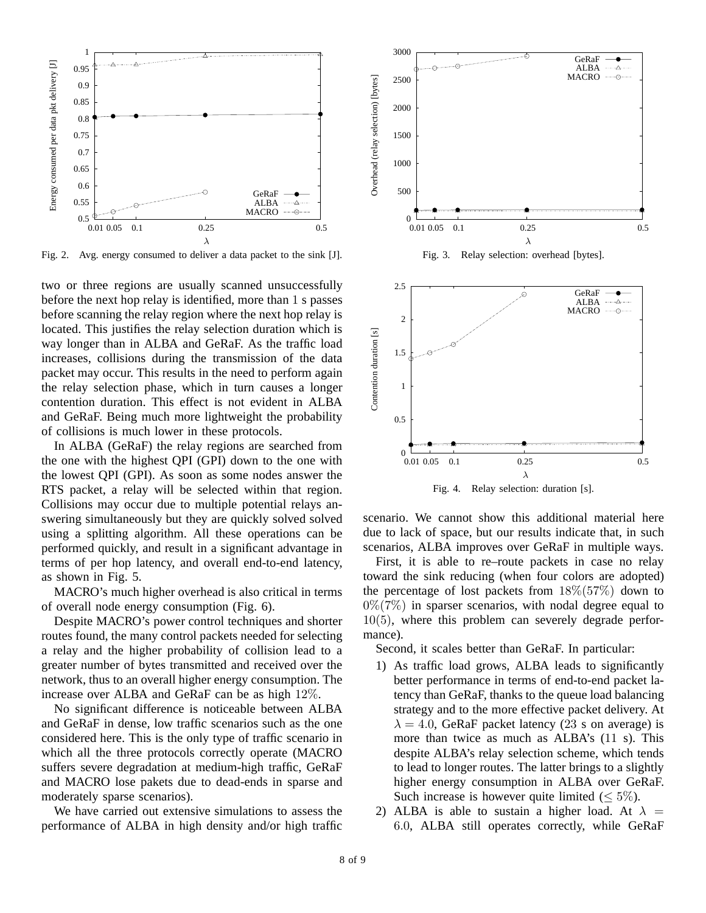Energy consumed per data pkt delivery [J]

1
0.95
0.9
0.85
0.8
0.75
0.7
0.65
0.6
0.55
0.5

0.01 0.05 0.1 0.25 0.5

$\lambda$

GeRaF
ALBA
MACRO

Fig. 2. Avg. energy consumed to deliver a data packet to the sink [J].

Overhead (relay selection) [bytes]

3000
2500
2000
1500
1000
500
0

0.01 0.05 0.1 0.25 0.5

$\lambda$

GeRaF
ALBA
MACRO

Fig. 3. Relay selection: overhead [bytes].

Contention duration [s]

2.5
2
1.5
1
0.5
0

0.01 0.05 0.1 0.25 0.5

$\lambda$

GeRaF
ALBA
MACRO

Fig. 4. Relay selection: duration [s].

two or three regions are usually scanned unsuccessfully before the next hop relay is identified, more than 1 s passes before scanning the relay region where the next hop relay is located. This justifies the relay selection duration which is way longer than in ALBA and GeRaF. As the traffic load increases, collisions during the transmission of the data packet may occur. This results in the need to perform again the relay selection phase, which in turn causes a longer contention duration. This effect is not evident in ALBA and GeRaF. Being much more lightweight the probability of collisions is much lower in these protocols.

In ALBA (GeRaF) the relay regions are searched from the one with the highest QPI (GPI) down to the one with the lowest QPI (GPI). As soon as some nodes answer the RTS packet, a relay will be selected within that region. Collisions may occur due to multiple potential relays answering simultaneously but they are quickly solved solved using a splitting algorithm. All these operations can be performed quickly, and result in a significant advantage in terms of per hop latency, and overall end-to-end latency, as shown in Fig. 5.

MACRO's much higher overhead is also critical in terms of overall node energy consumption (Fig. 6).

Despite MACRO's power control techniques and shorter routes found, the many control packets needed for selecting a relay and the higher probability of collision lead to a greater number of bytes transmitted and received over the network, thus to an overall higher energy consumption. The increase over ALBA and GeRaF can be as high $12\%$.

No significant difference is noticeable between ALBA and GeRaF in dense, low traffic scenarios such as the one considered here. This is the only type of traffic scenario in which all the three protocols correctly operate (MACRO suffers severe degradation at medium-high traffic, GeRaF and MACRO lose pakets due to dead-ends in sparse and moderately sparse scenarios).

We have carried out extensive simulations to assess the performance of ALBA in high density and/or high traffic scenario. We cannot show this additional material here due to lack of space, but our results indicate that, in such scenarios, ALBA improves over GeRaF in multiple ways.

First, it is able to re–route packets in case no relay toward the sink reducing (when four colors are adopted) the percentage of lost packets from $18\%(57\%)$ down to $0\%(7\%)$ in sparser scenarios, with nodal degree equal to $10(5)$, where this problem can severely degrade performance).

Second, it scales better than GeRaF. In particular:

1) As traffic load grows, ALBA leads to significantly better performance in terms of end-to-end packet latency than GeRaF, thanks to the queue load balancing strategy and to the more effective packet delivery. At $\lambda = 4.0$, GeRaF packet latency (23 s on average) is more than twice as much as ALBA's (11 s). This despite ALBA's relay selection scheme, which tends to lead to longer routes. The latter brings to a slightly higher energy consumption in ALBA over GeRaF. Such increase is however quite limited ($\leq 5\%$).
2) ALBA is able to sustain a higher load. At $\lambda = 6.0$, ALBA still operates correctly, while GeRaF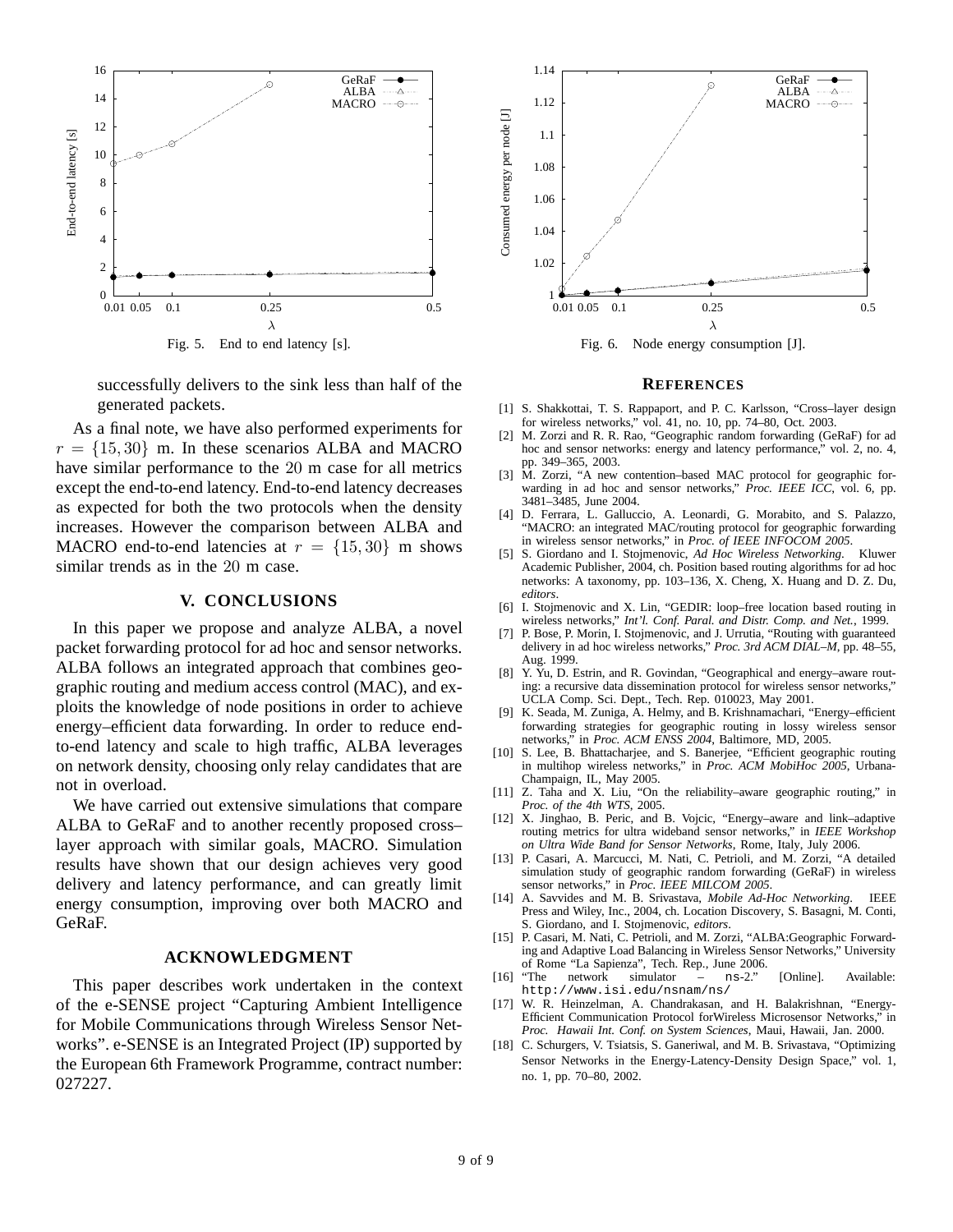16
14
12
10
8
6
4
2
0
End-to-end latency [s]
0.01 0.05 0.1 0.25 0.5
$\lambda$
GeRaF
ALBA
MACRO

Fig. 5. End to end latency [s].

1.14
1.12
1.1
1.08
1.06
1.04
1.02
1
Consumed energy per node [J]
0.01 0.05 0.1 0.25 0.5
$\lambda$
GeRaF
ALBA
MACRO

Fig. 6. Node energy consumption [J].

successfully delivers to the sink less than half of the generated packets.

As a final note, we have also performed experiments for $r = \{15, 30\}$ m. In these scenarios ALBA and MACRO have similar performance to the 20 m case for all metrics except the end-to-end latency. End-to-end latency decreases as expected for both the two protocols when the density increases. However the comparison between ALBA and MACRO end-to-end latencies at $r = \{15, 30\}$ m shows similar trends as in the 20 m case.

## V. Conclusions

In this paper we propose and analyze ALBA, a novel packet forwarding protocol for ad hoc and sensor networks. ALBA follows an integrated approach that combines geographic routing and medium access control (MAC), and exploits the knowledge of node positions in order to achieve energy–efficient data forwarding. In order to reduce end-to-end latency and scale to high traffic, ALBA leverages on network density, choosing only relay candidates that are not in overload.

We have carried out extensive simulations that compare ALBA to GeRaF and to another recently proposed cross–layer approach with similar goals, MACRO. Simulation results have shown that our design achieves very good delivery and latency performance, and can greatly limit energy consumption, improving over both MACRO and GeRaF.

## Acknowledgment

This paper describes work undertaken in the context of the e-SENSE project "Capturing Ambient Intelligence for Mobile Communications through Wireless Sensor Networks". e-SENSE is an Integrated Project (IP) supported by the European 6th Framework Programme, contract number: 027227.

## References

[1] S. Shakkottai, T. S. Rappaport, and P. C. Karlsson, "Cross–layer design for wireless networks," vol. 41, no. 10, pp. 74–80, Oct. 2003.

[2] M. Zorzi and R. R. Rao, "Geographic random forwarding (GeRaF) for ad hoc and sensor networks: energy and latency performance," vol. 2, no. 4, pp. 349–365, 2003.

[3] M. Zorzi, "A new contention–based MAC protocol for geographic forwarding in ad hoc and sensor networks," *Proc. IEEE ICC*, vol. 6, pp. 3481–3485, June 2004.

[4] D. Ferrara, L. Galluccio, A. Leonardi, G. Morabito, and S. Palazzo, "MACRO: an integrated MAC/routing protocol for geographic forwarding in wireless sensor networks," in *Proc. of IEEE INFOCOM 2005*.

[5] S. Giordano and I. Stojmenovic, *Ad Hoc Wireless Networking*. Kluwer Academic Publisher, 2004, ch. Position based routing algorithms for ad hoc networks: A taxonomy, pp. 103–136, X. Cheng, X. Huang and D. Z. Du, *editors*.

[6] I. Stojmenovic and X. Lin, "GEDIR: loop–free location based routing in wireless networks," *Int'l. Conf. Paral. and Distr. Comp. and Net.*, 1999.

[7] P. Bose, P. Morin, I. Stojmenovic, and J. Urrutia, "Routing with guaranteed delivery in ad hoc wireless networks," *Proc. 3rd ACM DIAL–M*, pp. 48–55, Aug. 1999.

[8] Y. Yu, D. Estrin, and R. Govindan, "Geographical and energy–aware routing: a recursive data dissemination protocol for wireless sensor networks," UCLA Comp. Sci. Dept., Tech. Rep. 010023, May 2001.

[9] K. Seada, M. Zuniga, A. Helmy, and B. Krishnamachari, "Energy–efficient forwarding strategies for geographic routing in lossy wireless sensor networks," in *Proc. ACM ENSS 2004*, Baltimore, MD, 2005.

[10] S. Lee, B. Bhattacharjee, and S. Banerjee, "Efficient geographic routing in multihop wireless networks," in *Proc. ACM MobiHoc 2005*, Urbana-Champaign, IL, May 2005.

[11] Z. Taha and X. Liu, "On the reliability–aware geographic routing," in *Proc. of the 4th WTS*, 2005.

[12] X. Jinghao, B. Peric, and B. Vojcic, "Energy–aware and link–adaptive routing metrics for ultra wideband sensor networks," in *IEEE Workshop on Ultra Wide Band for Sensor Networks*, Rome, Italy, July 2006.

[13] P. Casari, A. Marcucci, M. Nati, C. Petrioli, and M. Zorzi, "A detailed simulation study of geographic random forwarding (GeRaF) in wireless sensor networks," in *Proc. IEEE MILCOM 2005*.

[14] A. Savvides and M. B. Srivastava, *Mobile Ad-Hoc Networking*. IEEE Press and Wiley, Inc., 2004, ch. Location Discovery, S. Basagni, M. Conti, S. Giordano, and I. Stojmenovic, *editors*.

[15] P. Casari, M. Nati, C. Petrioli, and M. Zorzi, "ALBA:Geographic Forwarding and Adaptive Load Balancing in Wireless Sensor Networks," University of Rome "La Sapienza", Tech. Rep., June 2006.

[16] "The network simulator – ns-2." [Online]. Available: http://www.isi.edu/nsnam/ns/

[17] W. R. Heinzelman, A. Chandrakasan, and H. Balakrishnan, "Energy-Efficient Communication Protocol forWireless Microsensor Networks," in *Proc. Hawaii Int. Conf. on System Sciences*, Maui, Hawaii, Jan. 2000.

[18] C. Schurgers, V. Tsiatsis, S. Ganeriwal, and M. B. Srivastava, "Optimizing Sensor Networks in the Energy-Latency-Density Design Space," vol. 1, no. 1, pp. 70–80, 2002.